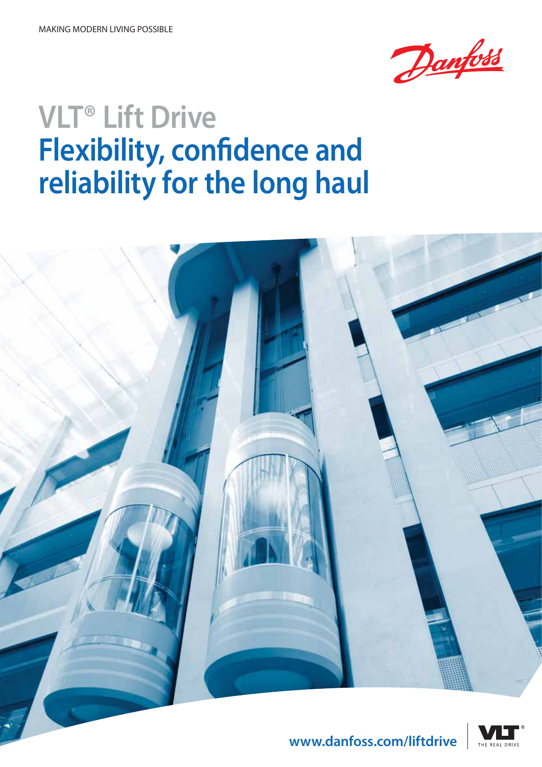MAKING MODERN LIVING POSSIBLE

Danfoss

# VLT® Lift Drive
# Flexibility, confidence and reliability for the long haul

www.danfoss.com/liftdrive

VLT® THE REAL DRIVE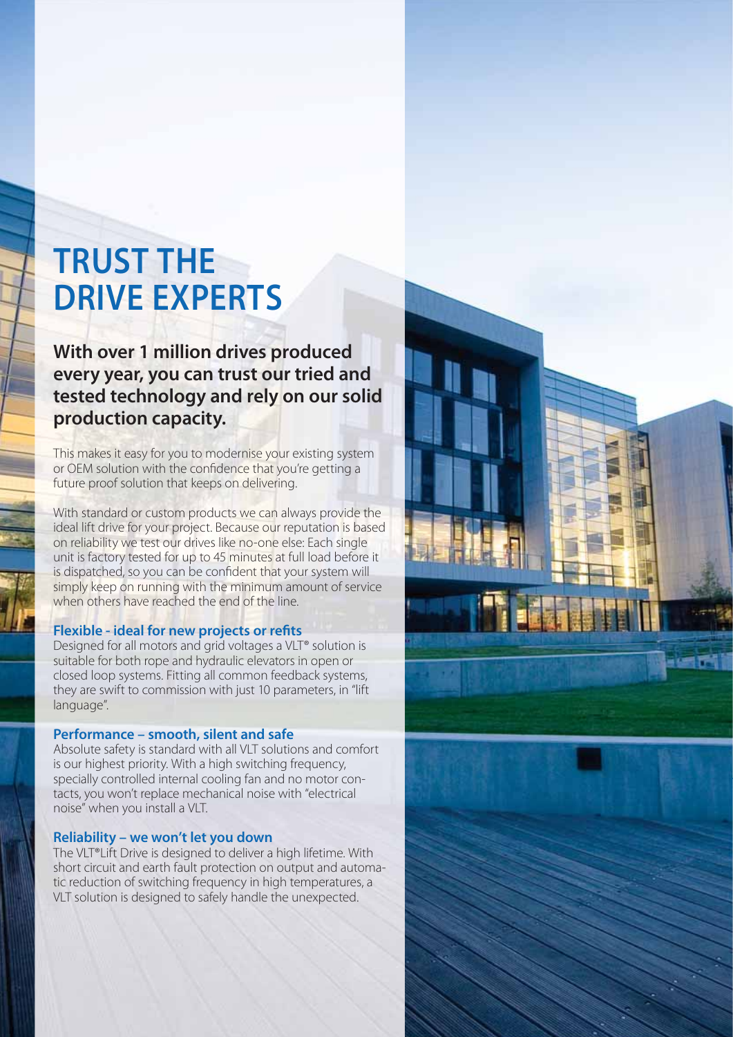# TRUST THE DRIVE EXPERTS

**With over 1 million drives produced every year, you can trust our tried and tested technology and rely on our solid production capacity.**

This makes it easy for you to modernise your existing system or OEM solution with the confidence that you're getting a future proof solution that keeps on delivering.

With standard or custom products we can always provide the ideal lift drive for your project. Because our reputation is based on reliability we test our drives like no-one else: Each single unit is factory tested for up to 45 minutes at full load before it is dispatched, so you can be confident that your system will simply keep on running with the minimum amount of service when others have reached the end of the line.

### Flexible - ideal for new projects or refits

Designed for all motors and grid voltages a VLT® solution is suitable for both rope and hydraulic elevators in open or closed loop systems. Fitting all common feedback systems, they are swift to commission with just 10 parameters, in "lift language".

### Performance – smooth, silent and safe

Absolute safety is standard with all VLT solutions and comfort is our highest priority. With a high switching frequency, specially controlled internal cooling fan and no motor contacts, you won't replace mechanical noise with "electrical noise" when you install a VLT.

### Reliability – we won't let you down

The VLT®Lift Drive is designed to deliver a high lifetime. With short circuit and earth fault protection on output and automatic reduction of switching frequency in high temperatures, a VLT solution is designed to safely handle the unexpected.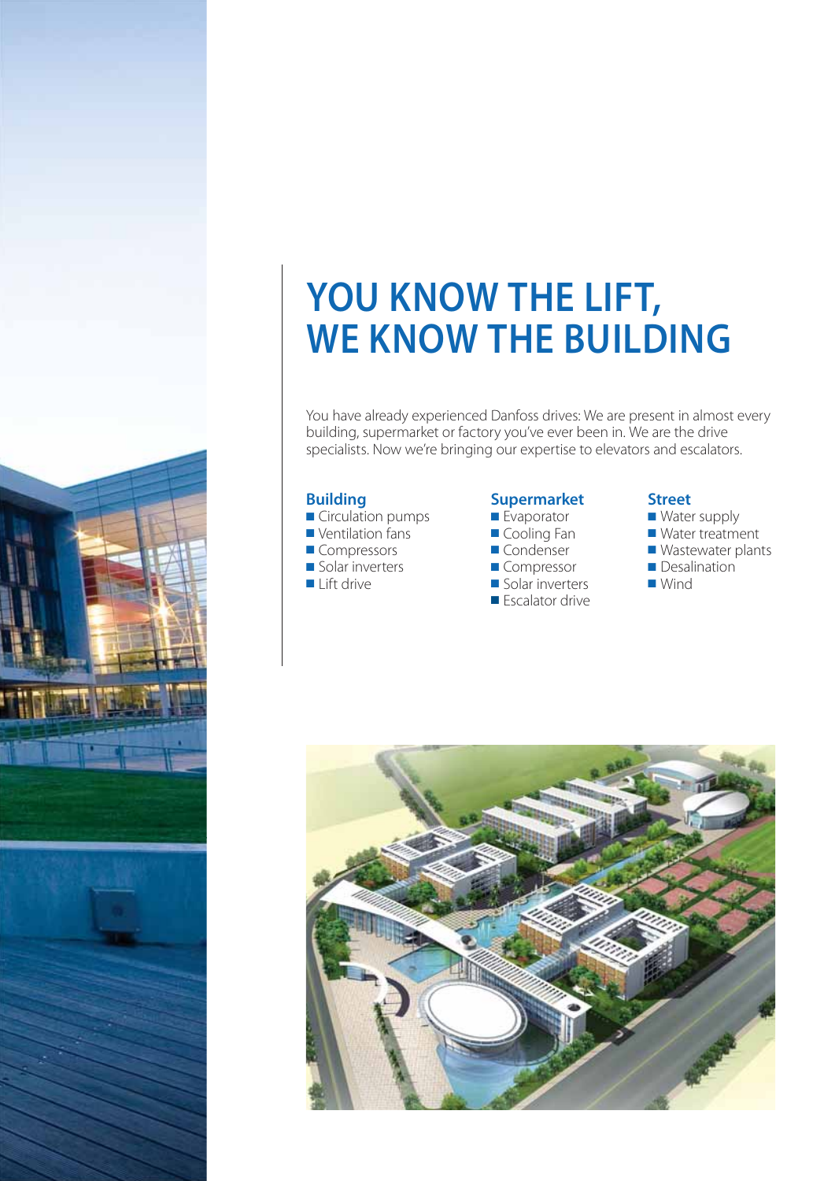# YOU KNOW THE LIFT, WE KNOW THE BUILDING

You have already experienced Danfoss drives: We are present in almost every building, supermarket or factory you've ever been in. We are the drive specialists. Now we're bringing our expertise to elevators and escalators.

### Building

- Circulation pumps
- Ventilation fans
- Compressors
- Solar inverters
- Lift drive

### Supermarket

- Evaporator
- Cooling Fan
- Condenser
- Compressor
- Solar inverters
- Escalator drive

### Street

- Water supply
- Water treatment
- Wastewater plants
- Desalination
- Wind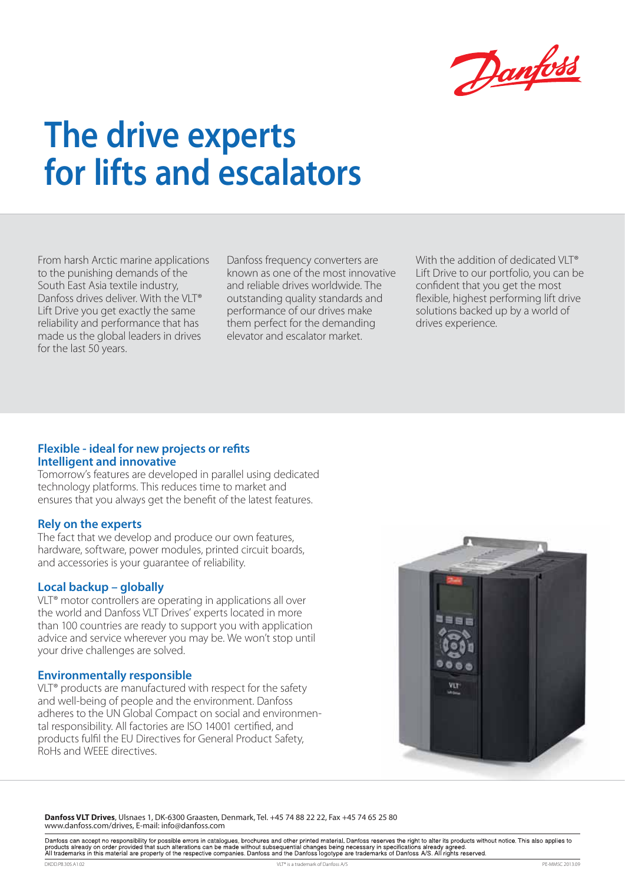# The drive experts for lifts and escalators

From harsh Arctic marine applications to the punishing demands of the South East Asia textile industry, Danfoss drives deliver. With the VLT® Lift Drive you get exactly the same reliability and performance that has made us the global leaders in drives for the last 50 years.

Danfoss frequency converters are known as one of the most innovative and reliable drives worldwide. The outstanding quality standards and performance of our drives make them perfect for the demanding elevator and escalator market.

With the addition of dedicated VLT® Lift Drive to our portfolio, you can be confident that you get the most flexible, highest performing lift drive solutions backed up by a world of drives experience.

### Flexible - ideal for new projects or refits

### Intelligent and innovative

Tomorrow's features are developed in parallel using dedicated technology platforms. This reduces time to market and ensures that you always get the benefit of the latest features.

### Rely on the experts

The fact that we develop and produce our own features, hardware, software, power modules, printed circuit boards, and accessories is your guarantee of reliability.

### Local backup – globally

VLT® motor controllers are operating in applications all over the world and Danfoss VLT Drives' experts located in more than 100 countries are ready to support you with application advice and service wherever you may be. We won't stop until your drive challenges are solved.

### Environmentally responsible

VLT® products are manufactured with respect for the safety and well-being of people and the environment. Danfoss adheres to the UN Global Compact on social and environmental responsibility. All factories are ISO 14001 certified, and products fulfil the EU Directives for General Product Safety, RoHs and WEEE directives.

**Danfoss VLT Drives**, Ulsnaes 1, DK-6300 Graasten, Denmark, Tel. +45 74 88 22 22, Fax +45 74 65 25 80
www.danfoss.com/drives, E-mail: info@danfoss.com

Danfoss can accept no responsibility for possible errors in catalogues, brochures and other printed material. Danfoss reserves the right to alter its products without notice. This also applies to products already on order provided that such alterations can be made without subsequential changes being necessary in specifications already agreed.
All trademarks in this material are property of the respective companies. Danfoss and the Danfoss logotype are trademarks of Danfoss A/S. All rights reserved.

DKDD.PB.305.A1.02 VLT® is a trademark of Danfoss A/S PE-MMSC 2013.09